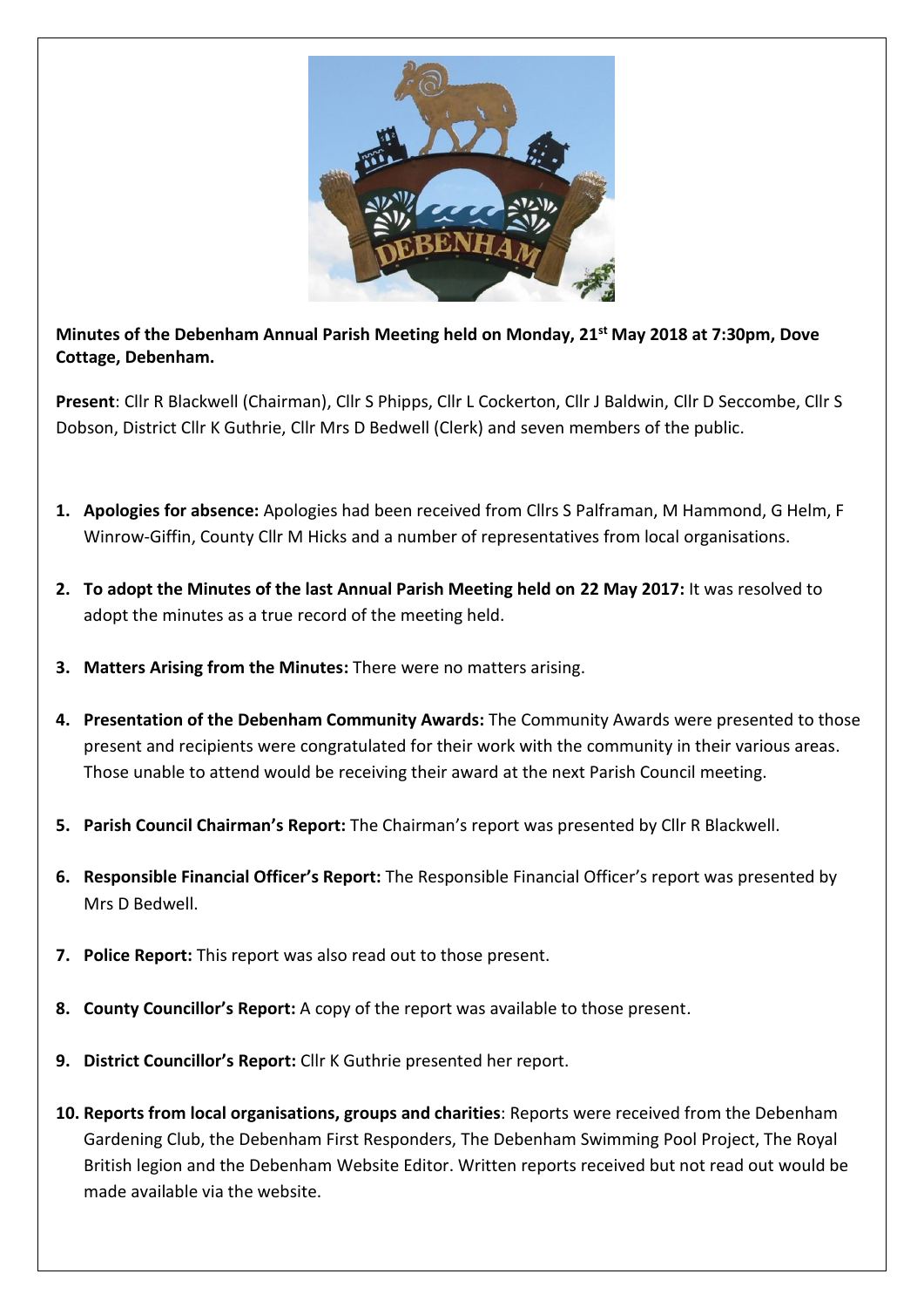**Minutes of the Debenham Annual Parish Meeting held on Monday, 21st May 2018 at 7:30pm, Dove Cottage, Debenham.**

**Present**: Cllr R Blackwell (Chairman), Cllr S Phipps, Cllr L Cockerton, Cllr J Baldwin, Cllr D Seccombe, Cllr S Dobson, District Cllr K Guthrie, Cllr Mrs D Bedwell (Clerk) and seven members of the public.

1. **Apologies for absence:** Apologies had been received from Cllrs S Palframan, M Hammond, G Helm, F Winrow-Giffin, County Cllr M Hicks and a number of representatives from local organisations.

2. **To adopt the Minutes of the last Annual Parish Meeting held on 22 May 2017:** It was resolved to adopt the minutes as a true record of the meeting held.

3. **Matters Arising from the Minutes:** There were no matters arising.

4. **Presentation of the Debenham Community Awards:** The Community Awards were presented to those present and recipients were congratulated for their work with the community in their various areas. Those unable to attend would be receiving their award at the next Parish Council meeting.

5. **Parish Council Chairman's Report:** The Chairman's report was presented by Cllr R Blackwell.

6. **Responsible Financial Officer's Report:** The Responsible Financial Officer's report was presented by Mrs D Bedwell.

7. **Police Report:** This report was also read out to those present.

8. **County Councillor's Report:** A copy of the report was available to those present.

9. **District Councillor's Report:** Cllr K Guthrie presented her report.

10. **Reports from local organisations, groups and charities**: Reports were received from the Debenham Gardening Club, the Debenham First Responders, The Debenham Swimming Pool Project, The Royal British legion and the Debenham Website Editor. Written reports received but not read out would be made available via the website.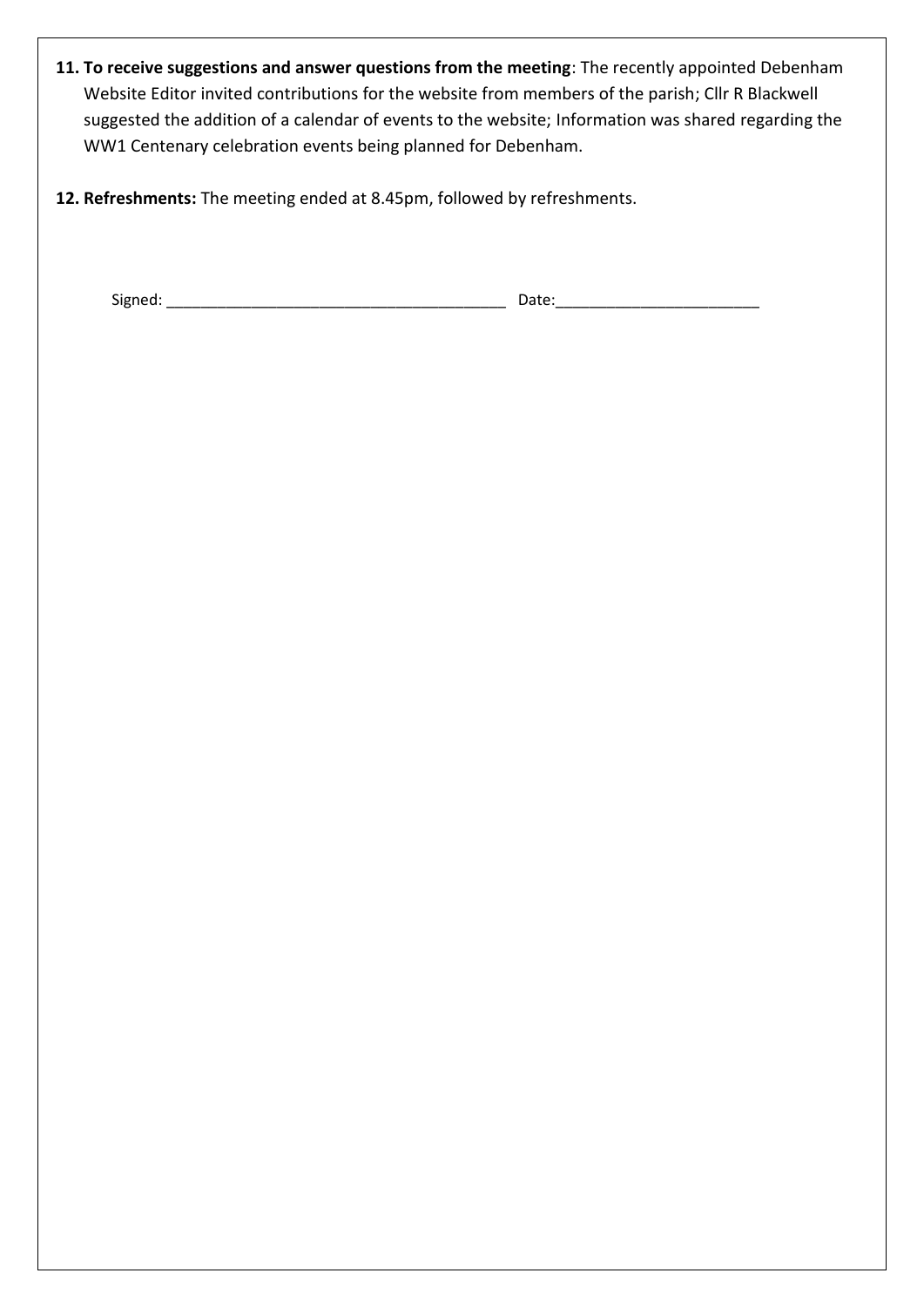11. **To receive suggestions and answer questions from the meeting**: The recently appointed Debenham Website Editor invited contributions for the website from members of the parish; Cllr R Blackwell suggested the addition of a calendar of events to the website; Information was shared regarding the WW1 Centenary celebration events being planned for Debenham.

12. **Refreshments:** The meeting ended at 8.45pm, followed by refreshments.

Signed: _______________________________________ Date:________________________